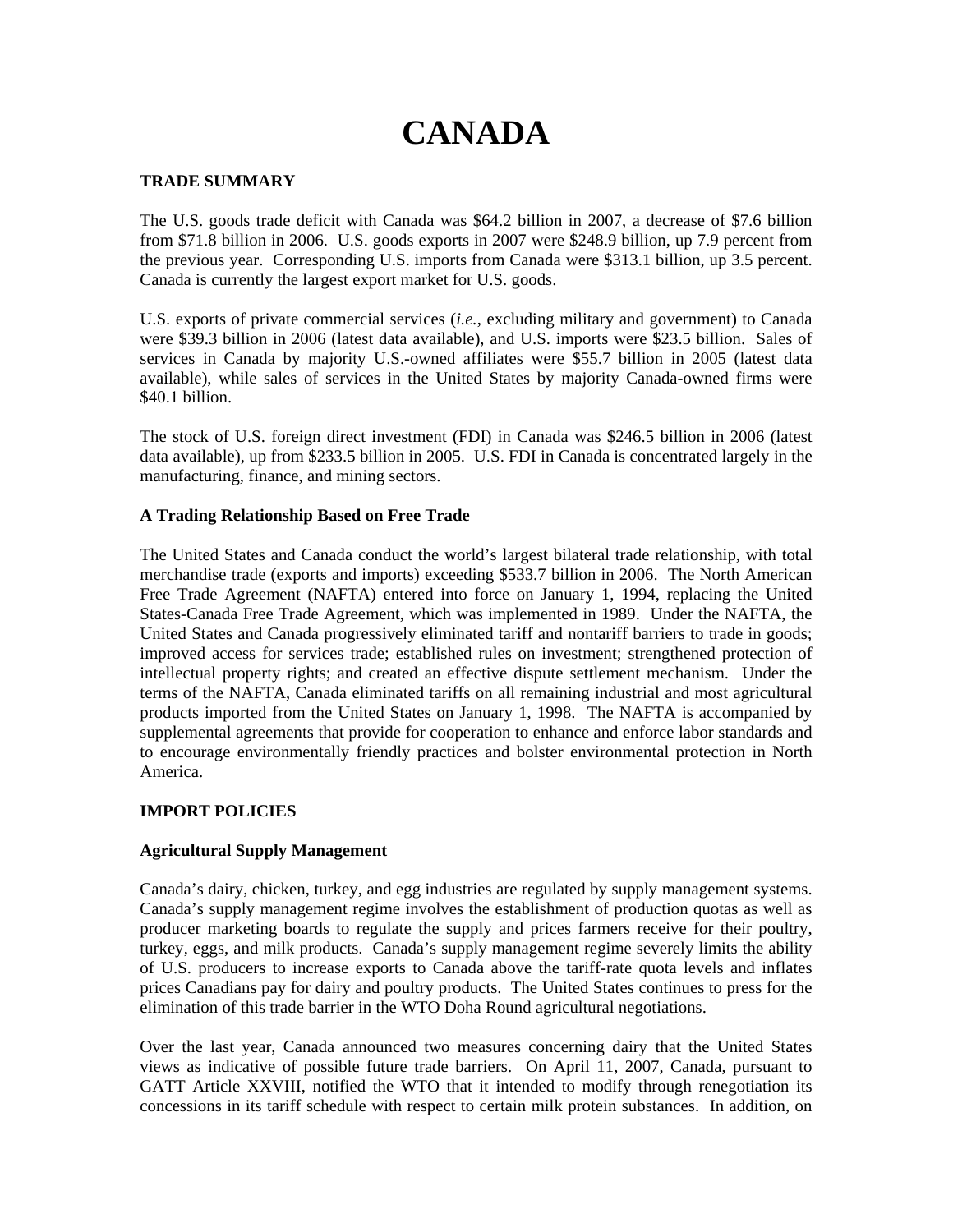# CANADA

## TRADE SUMMARY

The U.S. goods trade deficit with Canada was $64.2 billion in 2007, a decrease of $7.6 billion from $71.8 billion in 2006. U.S. goods exports in 2007 were $248.9 billion, up 7.9 percent from the previous year. Corresponding U.S. imports from Canada were $313.1 billion, up 3.5 percent. Canada is currently the largest export market for U.S. goods.

U.S. exports of private commercial services (*i.e.*, excluding military and government) to Canada were $39.3 billion in 2006 (latest data available), and U.S. imports were $23.5 billion. Sales of services in Canada by majority U.S.-owned affiliates were $55.7 billion in 2005 (latest data available), while sales of services in the United States by majority Canada-owned firms were $40.1 billion.

The stock of U.S. foreign direct investment (FDI) in Canada was $246.5 billion in 2006 (latest data available), up from $233.5 billion in 2005. U.S. FDI in Canada is concentrated largely in the manufacturing, finance, and mining sectors.

### A Trading Relationship Based on Free Trade

The United States and Canada conduct the world's largest bilateral trade relationship, with total merchandise trade (exports and imports) exceeding $533.7 billion in 2006. The North American Free Trade Agreement (NAFTA) entered into force on January 1, 1994, replacing the United States-Canada Free Trade Agreement, which was implemented in 1989. Under the NAFTA, the United States and Canada progressively eliminated tariff and nontariff barriers to trade in goods; improved access for services trade; established rules on investment; strengthened protection of intellectual property rights; and created an effective dispute settlement mechanism. Under the terms of the NAFTA, Canada eliminated tariffs on all remaining industrial and most agricultural products imported from the United States on January 1, 1998. The NAFTA is accompanied by supplemental agreements that provide for cooperation to enhance and enforce labor standards and to encourage environmentally friendly practices and bolster environmental protection in North America.

## IMPORT POLICIES

### Agricultural Supply Management

Canada's dairy, chicken, turkey, and egg industries are regulated by supply management systems. Canada's supply management regime involves the establishment of production quotas as well as producer marketing boards to regulate the supply and prices farmers receive for their poultry, turkey, eggs, and milk products. Canada's supply management regime severely limits the ability of U.S. producers to increase exports to Canada above the tariff-rate quota levels and inflates prices Canadians pay for dairy and poultry products. The United States continues to press for the elimination of this trade barrier in the WTO Doha Round agricultural negotiations.

Over the last year, Canada announced two measures concerning dairy that the United States views as indicative of possible future trade barriers. On April 11, 2007, Canada, pursuant to GATT Article XXVIII, notified the WTO that it intended to modify through renegotiation its concessions in its tariff schedule with respect to certain milk protein substances. In addition, on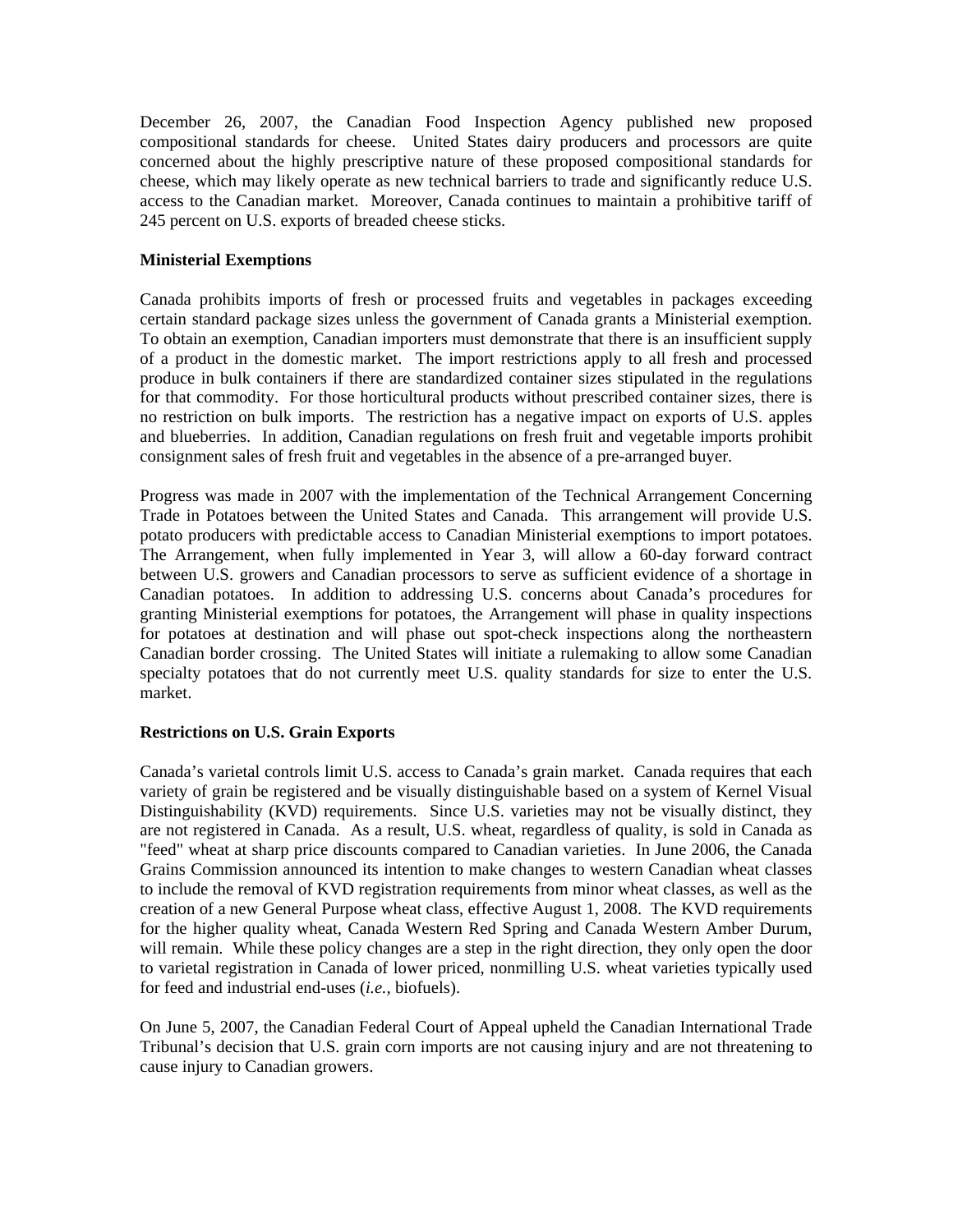December 26, 2007, the Canadian Food Inspection Agency published new proposed compositional standards for cheese. United States dairy producers and processors are quite concerned about the highly prescriptive nature of these proposed compositional standards for cheese, which may likely operate as new technical barriers to trade and significantly reduce U.S. access to the Canadian market. Moreover, Canada continues to maintain a prohibitive tariff of 245 percent on U.S. exports of breaded cheese sticks.

**Ministerial Exemptions**

Canada prohibits imports of fresh or processed fruits and vegetables in packages exceeding certain standard package sizes unless the government of Canada grants a Ministerial exemption. To obtain an exemption, Canadian importers must demonstrate that there is an insufficient supply of a product in the domestic market. The import restrictions apply to all fresh and processed produce in bulk containers if there are standardized container sizes stipulated in the regulations for that commodity. For those horticultural products without prescribed container sizes, there is no restriction on bulk imports. The restriction has a negative impact on exports of U.S. apples and blueberries. In addition, Canadian regulations on fresh fruit and vegetable imports prohibit consignment sales of fresh fruit and vegetables in the absence of a pre-arranged buyer.

Progress was made in 2007 with the implementation of the Technical Arrangement Concerning Trade in Potatoes between the United States and Canada. This arrangement will provide U.S. potato producers with predictable access to Canadian Ministerial exemptions to import potatoes. The Arrangement, when fully implemented in Year 3, will allow a 60-day forward contract between U.S. growers and Canadian processors to serve as sufficient evidence of a shortage in Canadian potatoes. In addition to addressing U.S. concerns about Canada's procedures for granting Ministerial exemptions for potatoes, the Arrangement will phase in quality inspections for potatoes at destination and will phase out spot-check inspections along the northeastern Canadian border crossing. The United States will initiate a rulemaking to allow some Canadian specialty potatoes that do not currently meet U.S. quality standards for size to enter the U.S. market.

**Restrictions on U.S. Grain Exports**

Canada's varietal controls limit U.S. access to Canada's grain market. Canada requires that each variety of grain be registered and be visually distinguishable based on a system of Kernel Visual Distinguishability (KVD) requirements. Since U.S. varieties may not be visually distinct, they are not registered in Canada. As a result, U.S. wheat, regardless of quality, is sold in Canada as "feed" wheat at sharp price discounts compared to Canadian varieties. In June 2006, the Canada Grains Commission announced its intention to make changes to western Canadian wheat classes to include the removal of KVD registration requirements from minor wheat classes, as well as the creation of a new General Purpose wheat class, effective August 1, 2008. The KVD requirements for the higher quality wheat, Canada Western Red Spring and Canada Western Amber Durum, will remain. While these policy changes are a step in the right direction, they only open the door to varietal registration in Canada of lower priced, nonmilling U.S. wheat varieties typically used for feed and industrial end-uses (*i.e.,* biofuels).

On June 5, 2007, the Canadian Federal Court of Appeal upheld the Canadian International Trade Tribunal's decision that U.S. grain corn imports are not causing injury and are not threatening to cause injury to Canadian growers.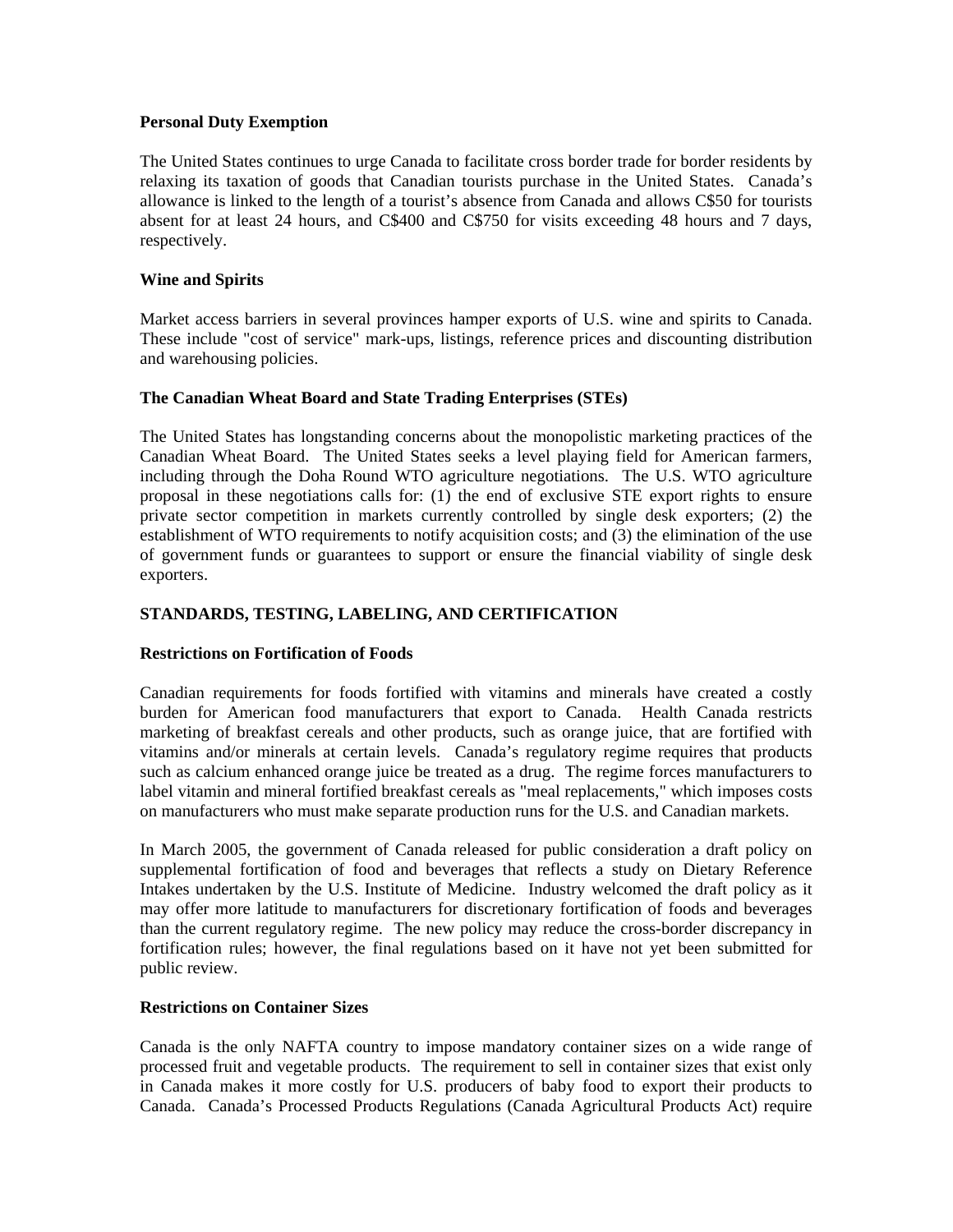**Personal Duty Exemption**

The United States continues to urge Canada to facilitate cross border trade for border residents by relaxing its taxation of goods that Canadian tourists purchase in the United States. Canada's allowance is linked to the length of a tourist's absence from Canada and allows C$50 for tourists absent for at least 24 hours, and C$400 and C$750 for visits exceeding 48 hours and 7 days, respectively.

**Wine and Spirits**

Market access barriers in several provinces hamper exports of U.S. wine and spirits to Canada. These include "cost of service" mark-ups, listings, reference prices and discounting distribution and warehousing policies.

**The Canadian Wheat Board and State Trading Enterprises (STEs)**

The United States has longstanding concerns about the monopolistic marketing practices of the Canadian Wheat Board. The United States seeks a level playing field for American farmers, including through the Doha Round WTO agriculture negotiations. The U.S. WTO agriculture proposal in these negotiations calls for: (1) the end of exclusive STE export rights to ensure private sector competition in markets currently controlled by single desk exporters; (2) the establishment of WTO requirements to notify acquisition costs; and (3) the elimination of the use of government funds or guarantees to support or ensure the financial viability of single desk exporters.

## STANDARDS, TESTING, LABELING, AND CERTIFICATION

**Restrictions on Fortification of Foods**

Canadian requirements for foods fortified with vitamins and minerals have created a costly burden for American food manufacturers that export to Canada. Health Canada restricts marketing of breakfast cereals and other products, such as orange juice, that are fortified with vitamins and/or minerals at certain levels. Canada's regulatory regime requires that products such as calcium enhanced orange juice be treated as a drug. The regime forces manufacturers to label vitamin and mineral fortified breakfast cereals as "meal replacements," which imposes costs on manufacturers who must make separate production runs for the U.S. and Canadian markets.

In March 2005, the government of Canada released for public consideration a draft policy on supplemental fortification of food and beverages that reflects a study on Dietary Reference Intakes undertaken by the U.S. Institute of Medicine. Industry welcomed the draft policy as it may offer more latitude to manufacturers for discretionary fortification of foods and beverages than the current regulatory regime. The new policy may reduce the cross-border discrepancy in fortification rules; however, the final regulations based on it have not yet been submitted for public review.

**Restrictions on Container Sizes**

Canada is the only NAFTA country to impose mandatory container sizes on a wide range of processed fruit and vegetable products. The requirement to sell in container sizes that exist only in Canada makes it more costly for U.S. producers of baby food to export their products to Canada. Canada's Processed Products Regulations (Canada Agricultural Products Act) require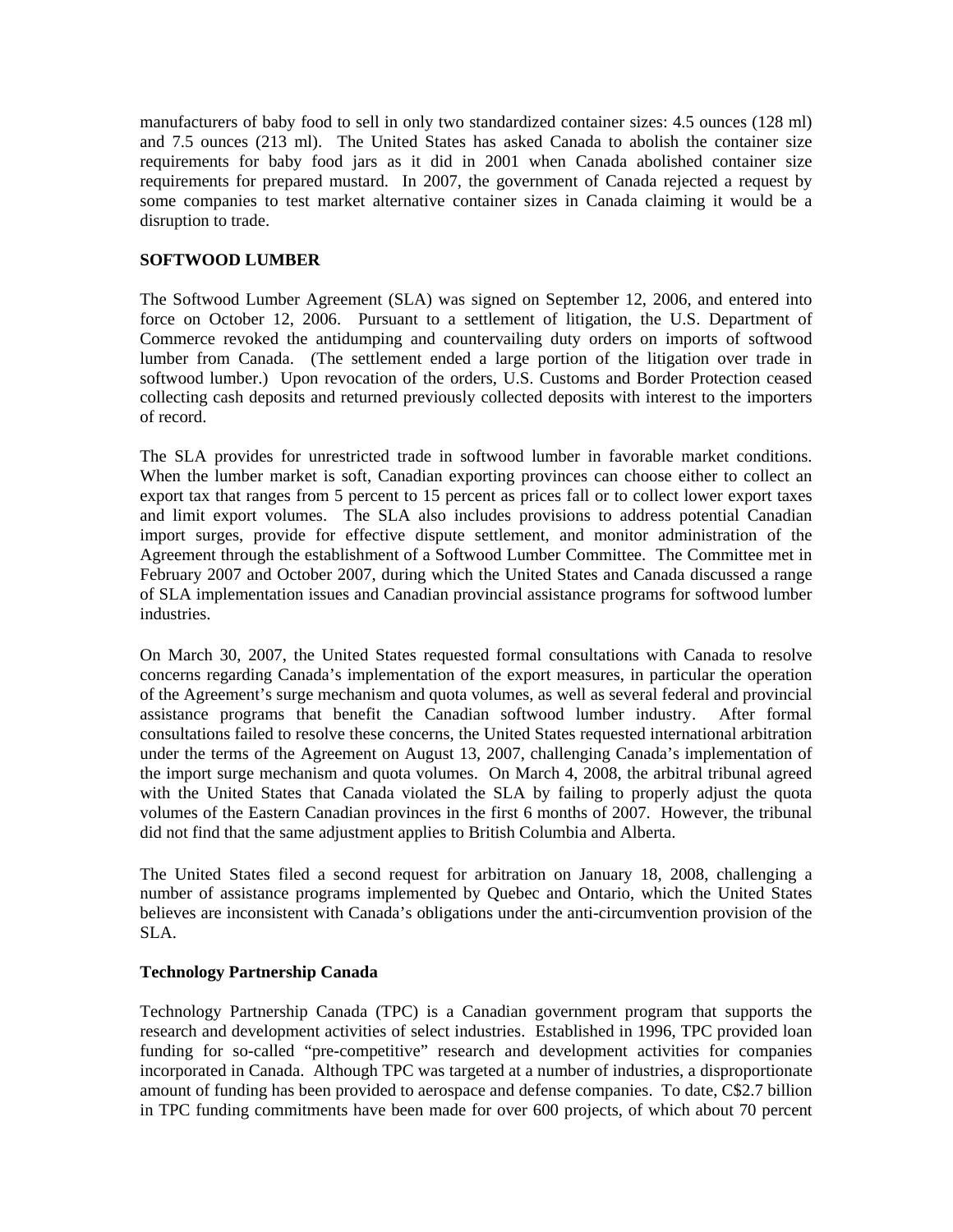manufacturers of baby food to sell in only two standardized container sizes: 4.5 ounces (128 ml) and 7.5 ounces (213 ml). The United States has asked Canada to abolish the container size requirements for baby food jars as it did in 2001 when Canada abolished container size requirements for prepared mustard. In 2007, the government of Canada rejected a request by some companies to test market alternative container sizes in Canada claiming it would be a disruption to trade.

**SOFTWOOD LUMBER**

The Softwood Lumber Agreement (SLA) was signed on September 12, 2006, and entered into force on October 12, 2006. Pursuant to a settlement of litigation, the U.S. Department of Commerce revoked the antidumping and countervailing duty orders on imports of softwood lumber from Canada. (The settlement ended a large portion of the litigation over trade in softwood lumber.) Upon revocation of the orders, U.S. Customs and Border Protection ceased collecting cash deposits and returned previously collected deposits with interest to the importers of record.

The SLA provides for unrestricted trade in softwood lumber in favorable market conditions. When the lumber market is soft, Canadian exporting provinces can choose either to collect an export tax that ranges from 5 percent to 15 percent as prices fall or to collect lower export taxes and limit export volumes. The SLA also includes provisions to address potential Canadian import surges, provide for effective dispute settlement, and monitor administration of the Agreement through the establishment of a Softwood Lumber Committee. The Committee met in February 2007 and October 2007, during which the United States and Canada discussed a range of SLA implementation issues and Canadian provincial assistance programs for softwood lumber industries.

On March 30, 2007, the United States requested formal consultations with Canada to resolve concerns regarding Canada's implementation of the export measures, in particular the operation of the Agreement's surge mechanism and quota volumes, as well as several federal and provincial assistance programs that benefit the Canadian softwood lumber industry. After formal consultations failed to resolve these concerns, the United States requested international arbitration under the terms of the Agreement on August 13, 2007, challenging Canada's implementation of the import surge mechanism and quota volumes. On March 4, 2008, the arbitral tribunal agreed with the United States that Canada violated the SLA by failing to properly adjust the quota volumes of the Eastern Canadian provinces in the first 6 months of 2007. However, the tribunal did not find that the same adjustment applies to British Columbia and Alberta.

The United States filed a second request for arbitration on January 18, 2008, challenging a number of assistance programs implemented by Quebec and Ontario, which the United States believes are inconsistent with Canada's obligations under the anti-circumvention provision of the SLA.

**Technology Partnership Canada**

Technology Partnership Canada (TPC) is a Canadian government program that supports the research and development activities of select industries. Established in 1996, TPC provided loan funding for so-called "pre-competitive" research and development activities for companies incorporated in Canada. Although TPC was targeted at a number of industries, a disproportionate amount of funding has been provided to aerospace and defense companies. To date, C$2.7 billion in TPC funding commitments have been made for over 600 projects, of which about 70 percent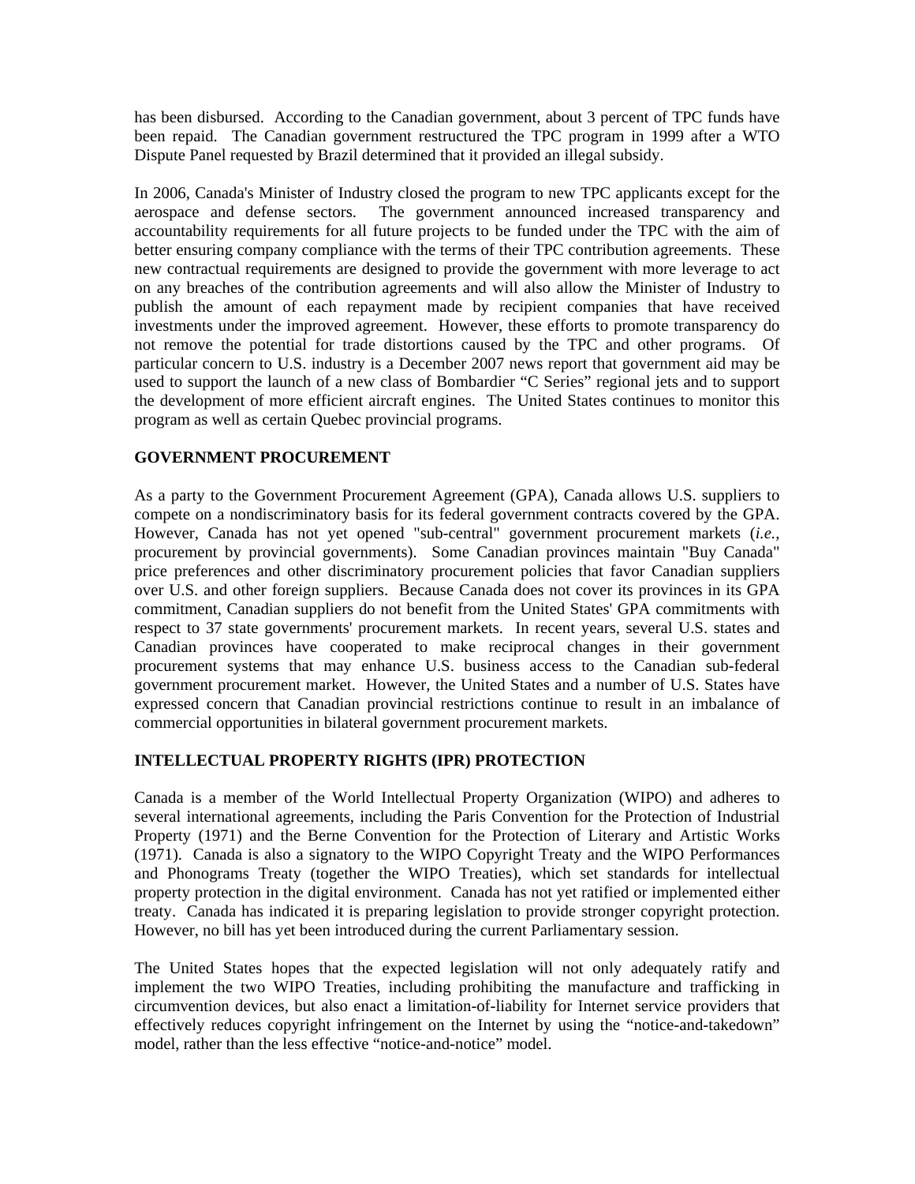has been disbursed. According to the Canadian government, about 3 percent of TPC funds have been repaid. The Canadian government restructured the TPC program in 1999 after a WTO Dispute Panel requested by Brazil determined that it provided an illegal subsidy.

In 2006, Canada's Minister of Industry closed the program to new TPC applicants except for the aerospace and defense sectors. The government announced increased transparency and accountability requirements for all future projects to be funded under the TPC with the aim of better ensuring company compliance with the terms of their TPC contribution agreements. These new contractual requirements are designed to provide the government with more leverage to act on any breaches of the contribution agreements and will also allow the Minister of Industry to publish the amount of each repayment made by recipient companies that have received investments under the improved agreement. However, these efforts to promote transparency do not remove the potential for trade distortions caused by the TPC and other programs. Of particular concern to U.S. industry is a December 2007 news report that government aid may be used to support the launch of a new class of Bombardier "C Series" regional jets and to support the development of more efficient aircraft engines. The United States continues to monitor this program as well as certain Quebec provincial programs.

## GOVERNMENT PROCUREMENT

As a party to the Government Procurement Agreement (GPA), Canada allows U.S. suppliers to compete on a nondiscriminatory basis for its federal government contracts covered by the GPA. However, Canada has not yet opened "sub-central" government procurement markets (*i.e.*, procurement by provincial governments). Some Canadian provinces maintain "Buy Canada" price preferences and other discriminatory procurement policies that favor Canadian suppliers over U.S. and other foreign suppliers. Because Canada does not cover its provinces in its GPA commitment, Canadian suppliers do not benefit from the United States' GPA commitments with respect to 37 state governments' procurement markets. In recent years, several U.S. states and Canadian provinces have cooperated to make reciprocal changes in their government procurement systems that may enhance U.S. business access to the Canadian sub-federal government procurement market. However, the United States and a number of U.S. States have expressed concern that Canadian provincial restrictions continue to result in an imbalance of commercial opportunities in bilateral government procurement markets.

## INTELLECTUAL PROPERTY RIGHTS (IPR) PROTECTION

Canada is a member of the World Intellectual Property Organization (WIPO) and adheres to several international agreements, including the Paris Convention for the Protection of Industrial Property (1971) and the Berne Convention for the Protection of Literary and Artistic Works (1971). Canada is also a signatory to the WIPO Copyright Treaty and the WIPO Performances and Phonograms Treaty (together the WIPO Treaties), which set standards for intellectual property protection in the digital environment. Canada has not yet ratified or implemented either treaty. Canada has indicated it is preparing legislation to provide stronger copyright protection. However, no bill has yet been introduced during the current Parliamentary session.

The United States hopes that the expected legislation will not only adequately ratify and implement the two WIPO Treaties, including prohibiting the manufacture and trafficking in circumvention devices, but also enact a limitation-of-liability for Internet service providers that effectively reduces copyright infringement on the Internet by using the "notice-and-takedown" model, rather than the less effective "notice-and-notice" model.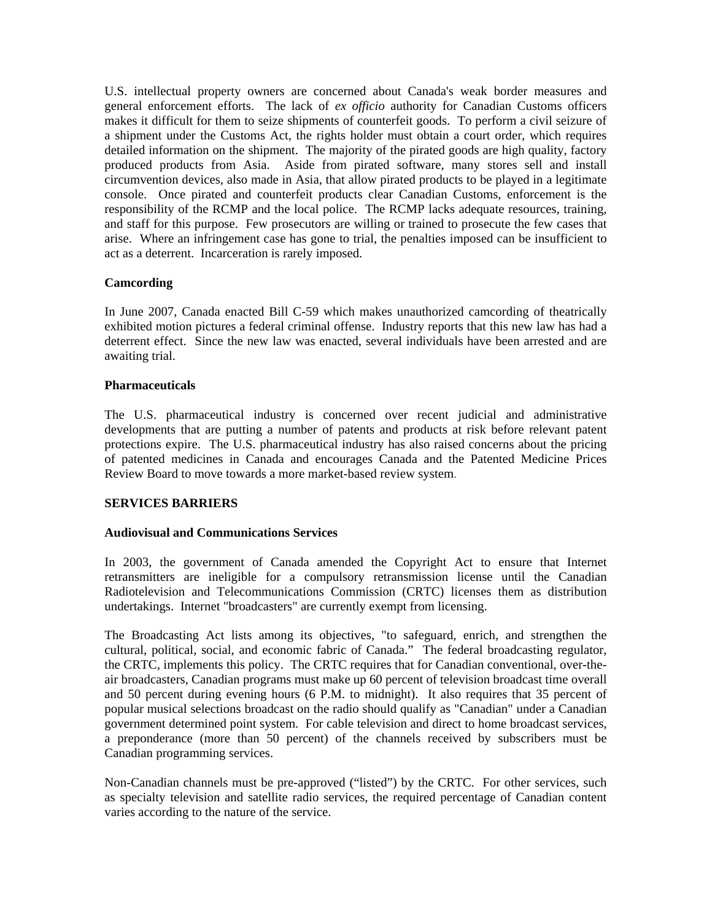U.S. intellectual property owners are concerned about Canada's weak border measures and general enforcement efforts. The lack of *ex officio* authority for Canadian Customs officers makes it difficult for them to seize shipments of counterfeit goods. To perform a civil seizure of a shipment under the Customs Act, the rights holder must obtain a court order, which requires detailed information on the shipment. The majority of the pirated goods are high quality, factory produced products from Asia. Aside from pirated software, many stores sell and install circumvention devices, also made in Asia, that allow pirated products to be played in a legitimate console. Once pirated and counterfeit products clear Canadian Customs, enforcement is the responsibility of the RCMP and the local police. The RCMP lacks adequate resources, training, and staff for this purpose. Few prosecutors are willing or trained to prosecute the few cases that arise. Where an infringement case has gone to trial, the penalties imposed can be insufficient to act as a deterrent. Incarceration is rarely imposed.

**Camcording**

In June 2007, Canada enacted Bill C-59 which makes unauthorized camcording of theatrically exhibited motion pictures a federal criminal offense. Industry reports that this new law has had a deterrent effect. Since the new law was enacted, several individuals have been arrested and are awaiting trial.

**Pharmaceuticals**

The U.S. pharmaceutical industry is concerned over recent judicial and administrative developments that are putting a number of patents and products at risk before relevant patent protections expire. The U.S. pharmaceutical industry has also raised concerns about the pricing of patented medicines in Canada and encourages Canada and the Patented Medicine Prices Review Board to move towards a more market-based review system.

**SERVICES BARRIERS**

**Audiovisual and Communications Services**

In 2003, the government of Canada amended the Copyright Act to ensure that Internet retransmitters are ineligible for a compulsory retransmission license until the Canadian Radiotelevision and Telecommunications Commission (CRTC) licenses them as distribution undertakings. Internet "broadcasters" are currently exempt from licensing.

The Broadcasting Act lists among its objectives, "to safeguard, enrich, and strengthen the cultural, political, social, and economic fabric of Canada." The federal broadcasting regulator, the CRTC, implements this policy. The CRTC requires that for Canadian conventional, over-the-air broadcasters, Canadian programs must make up 60 percent of television broadcast time overall and 50 percent during evening hours (6 P.M. to midnight). It also requires that 35 percent of popular musical selections broadcast on the radio should qualify as "Canadian" under a Canadian government determined point system. For cable television and direct to home broadcast services, a preponderance (more than 50 percent) of the channels received by subscribers must be Canadian programming services.

Non-Canadian channels must be pre-approved ("listed") by the CRTC. For other services, such as specialty television and satellite radio services, the required percentage of Canadian content varies according to the nature of the service.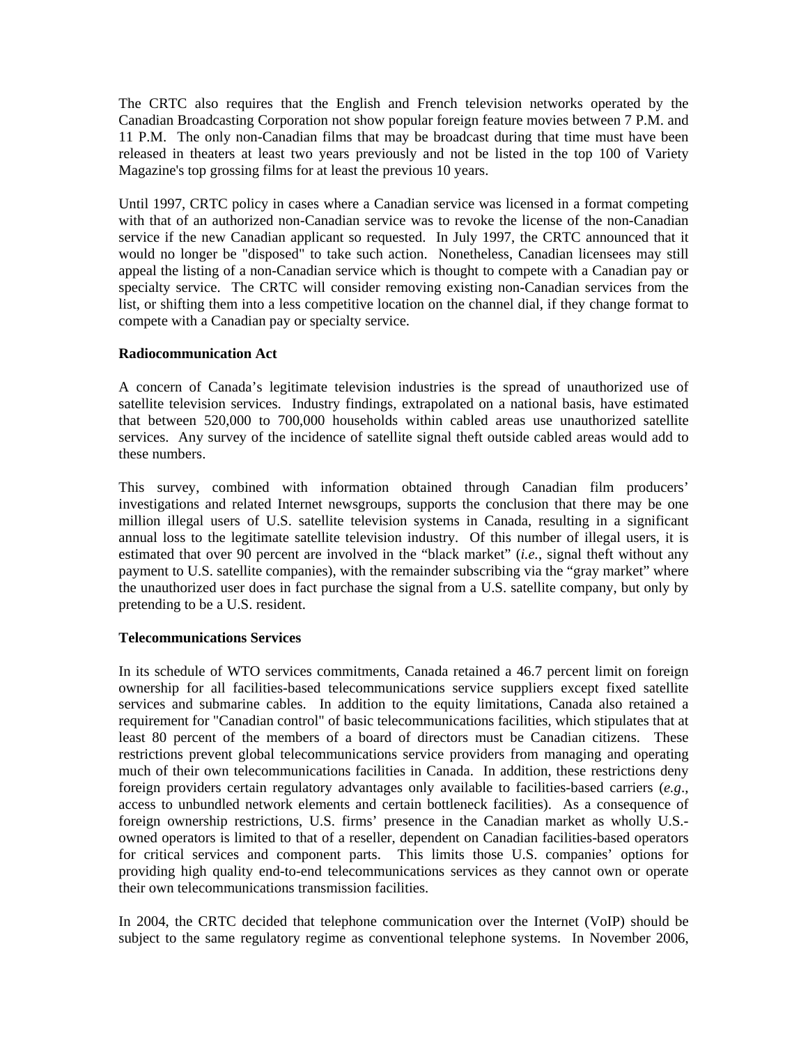The CRTC also requires that the English and French television networks operated by the Canadian Broadcasting Corporation not show popular foreign feature movies between 7 P.M. and 11 P.M. The only non-Canadian films that may be broadcast during that time must have been released in theaters at least two years previously and not be listed in the top 100 of Variety Magazine's top grossing films for at least the previous 10 years.

Until 1997, CRTC policy in cases where a Canadian service was licensed in a format competing with that of an authorized non-Canadian service was to revoke the license of the non-Canadian service if the new Canadian applicant so requested. In July 1997, the CRTC announced that it would no longer be "disposed" to take such action. Nonetheless, Canadian licensees may still appeal the listing of a non-Canadian service which is thought to compete with a Canadian pay or specialty service. The CRTC will consider removing existing non-Canadian services from the list, or shifting them into a less competitive location on the channel dial, if they change format to compete with a Canadian pay or specialty service.

**Radiocommunication Act**

A concern of Canada's legitimate television industries is the spread of unauthorized use of satellite television services. Industry findings, extrapolated on a national basis, have estimated that between 520,000 to 700,000 households within cabled areas use unauthorized satellite services. Any survey of the incidence of satellite signal theft outside cabled areas would add to these numbers.

This survey, combined with information obtained through Canadian film producers' investigations and related Internet newsgroups, supports the conclusion that there may be one million illegal users of U.S. satellite television systems in Canada, resulting in a significant annual loss to the legitimate satellite television industry. Of this number of illegal users, it is estimated that over 90 percent are involved in the "black market" (*i.e.*, signal theft without any payment to U.S. satellite companies), with the remainder subscribing via the "gray market" where the unauthorized user does in fact purchase the signal from a U.S. satellite company, but only by pretending to be a U.S. resident.

**Telecommunications Services**

In its schedule of WTO services commitments, Canada retained a 46.7 percent limit on foreign ownership for all facilities-based telecommunications service suppliers except fixed satellite services and submarine cables. In addition to the equity limitations, Canada also retained a requirement for "Canadian control" of basic telecommunications facilities, which stipulates that at least 80 percent of the members of a board of directors must be Canadian citizens. These restrictions prevent global telecommunications service providers from managing and operating much of their own telecommunications facilities in Canada. In addition, these restrictions deny foreign providers certain regulatory advantages only available to facilities-based carriers (*e.g*., access to unbundled network elements and certain bottleneck facilities). As a consequence of foreign ownership restrictions, U.S. firms' presence in the Canadian market as wholly U.S.-owned operators is limited to that of a reseller, dependent on Canadian facilities-based operators for critical services and component parts. This limits those U.S. companies' options for providing high quality end-to-end telecommunications services as they cannot own or operate their own telecommunications transmission facilities.

In 2004, the CRTC decided that telephone communication over the Internet (VoIP) should be subject to the same regulatory regime as conventional telephone systems. In November 2006,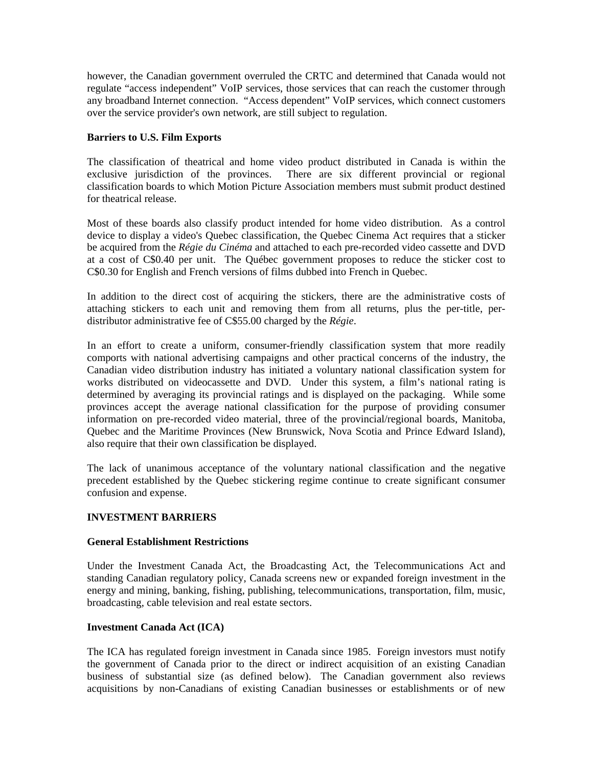however, the Canadian government overruled the CRTC and determined that Canada would not regulate "access independent" VoIP services, those services that can reach the customer through any broadband Internet connection. "Access dependent" VoIP services, which connect customers over the service provider's own network, are still subject to regulation.

**Barriers to U.S. Film Exports**

The classification of theatrical and home video product distributed in Canada is within the exclusive jurisdiction of the provinces. There are six different provincial or regional classification boards to which Motion Picture Association members must submit product destined for theatrical release.

Most of these boards also classify product intended for home video distribution. As a control device to display a video's Quebec classification, the Quebec Cinema Act requires that a sticker be acquired from the *Régie du Cinéma* and attached to each pre-recorded video cassette and DVD at a cost of C$0.40 per unit. The Québec government proposes to reduce the sticker cost to C$0.30 for English and French versions of films dubbed into French in Quebec.

In addition to the direct cost of acquiring the stickers, there are the administrative costs of attaching stickers to each unit and removing them from all returns, plus the per-title, per-distributor administrative fee of C$55.00 charged by the *Régie*.

In an effort to create a uniform, consumer-friendly classification system that more readily comports with national advertising campaigns and other practical concerns of the industry, the Canadian video distribution industry has initiated a voluntary national classification system for works distributed on videocassette and DVD. Under this system, a film's national rating is determined by averaging its provincial ratings and is displayed on the packaging. While some provinces accept the average national classification for the purpose of providing consumer information on pre-recorded video material, three of the provincial/regional boards, Manitoba, Quebec and the Maritime Provinces (New Brunswick, Nova Scotia and Prince Edward Island), also require that their own classification be displayed.

The lack of unanimous acceptance of the voluntary national classification and the negative precedent established by the Quebec stickering regime continue to create significant consumer confusion and expense.

**INVESTMENT BARRIERS**

**General Establishment Restrictions**

Under the Investment Canada Act, the Broadcasting Act, the Telecommunications Act and standing Canadian regulatory policy, Canada screens new or expanded foreign investment in the energy and mining, banking, fishing, publishing, telecommunications, transportation, film, music, broadcasting, cable television and real estate sectors.

**Investment Canada Act (ICA)**

The ICA has regulated foreign investment in Canada since 1985. Foreign investors must notify the government of Canada prior to the direct or indirect acquisition of an existing Canadian business of substantial size (as defined below). The Canadian government also reviews acquisitions by non-Canadians of existing Canadian businesses or establishments or of new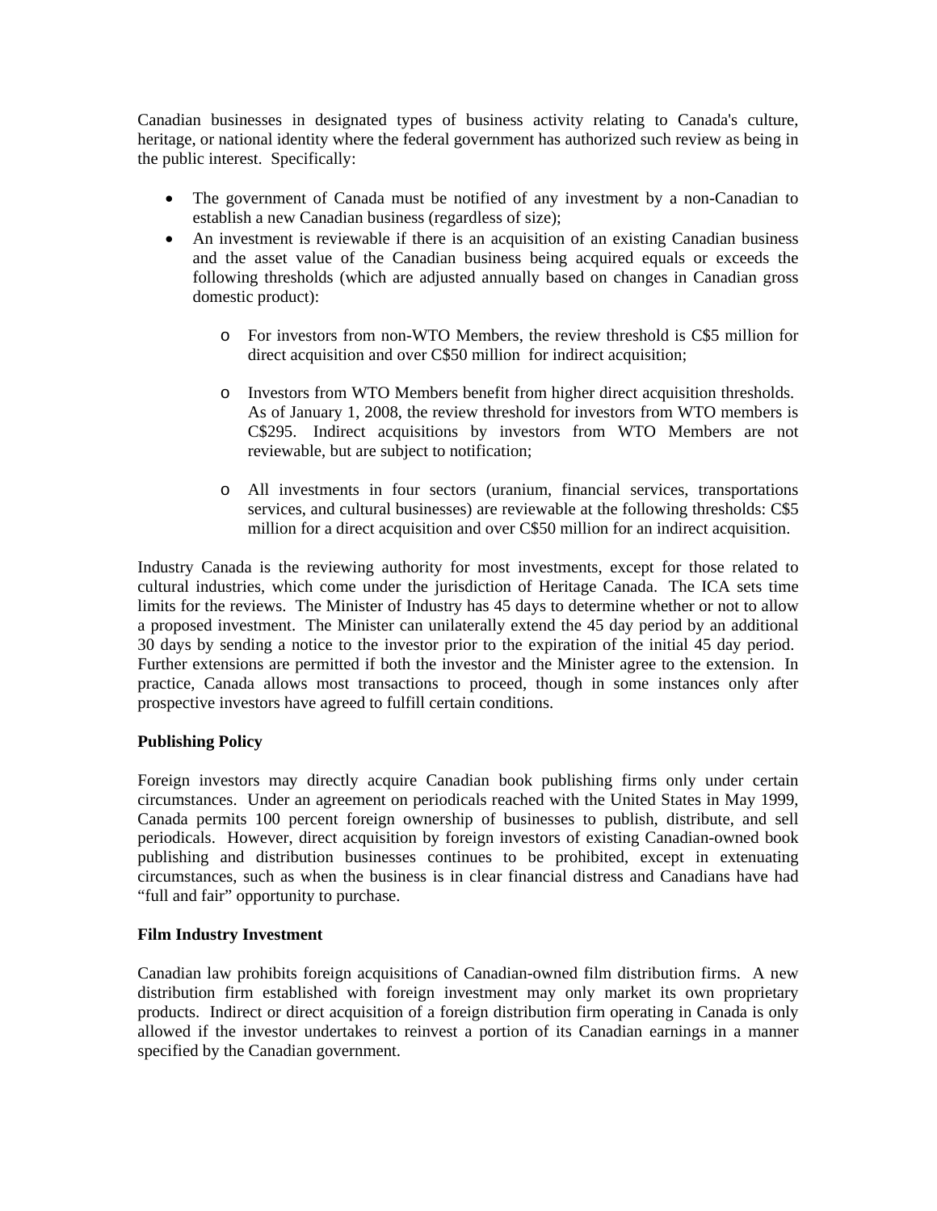Canadian businesses in designated types of business activity relating to Canada's culture, heritage, or national identity where the federal government has authorized such review as being in the public interest. Specifically:

- The government of Canada must be notified of any investment by a non-Canadian to establish a new Canadian business (regardless of size);
- An investment is reviewable if there is an acquisition of an existing Canadian business and the asset value of the Canadian business being acquired equals or exceeds the following thresholds (which are adjusted annually based on changes in Canadian gross domestic product):
  - For investors from non-WTO Members, the review threshold is C$5 million for direct acquisition and over C$50 million for indirect acquisition;
  - Investors from WTO Members benefit from higher direct acquisition thresholds. As of January 1, 2008, the review threshold for investors from WTO members is C$295. Indirect acquisitions by investors from WTO Members are not reviewable, but are subject to notification;
  - All investments in four sectors (uranium, financial services, transportations services, and cultural businesses) are reviewable at the following thresholds: C$5 million for a direct acquisition and over C$50 million for an indirect acquisition.

Industry Canada is the reviewing authority for most investments, except for those related to cultural industries, which come under the jurisdiction of Heritage Canada. The ICA sets time limits for the reviews. The Minister of Industry has 45 days to determine whether or not to allow a proposed investment. The Minister can unilaterally extend the 45 day period by an additional 30 days by sending a notice to the investor prior to the expiration of the initial 45 day period. Further extensions are permitted if both the investor and the Minister agree to the extension. In practice, Canada allows most transactions to proceed, though in some instances only after prospective investors have agreed to fulfill certain conditions.

**Publishing Policy**

Foreign investors may directly acquire Canadian book publishing firms only under certain circumstances. Under an agreement on periodicals reached with the United States in May 1999, Canada permits 100 percent foreign ownership of businesses to publish, distribute, and sell periodicals. However, direct acquisition by foreign investors of existing Canadian-owned book publishing and distribution businesses continues to be prohibited, except in extenuating circumstances, such as when the business is in clear financial distress and Canadians have had "full and fair" opportunity to purchase.

**Film Industry Investment**

Canadian law prohibits foreign acquisitions of Canadian-owned film distribution firms. A new distribution firm established with foreign investment may only market its own proprietary products. Indirect or direct acquisition of a foreign distribution firm operating in Canada is only allowed if the investor undertakes to reinvest a portion of its Canadian earnings in a manner specified by the Canadian government.